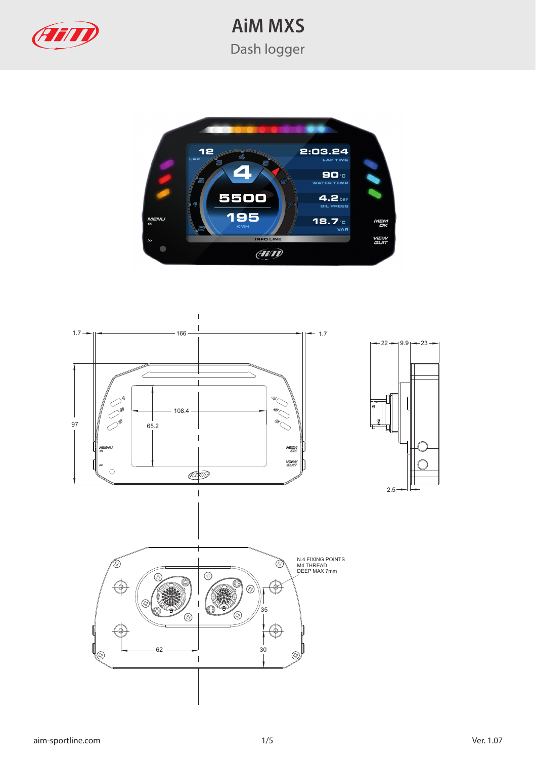# AiM MXS

## Dash logger

N.4 FIXING POINTS
M4 THREAD
DEEP MAX 7mm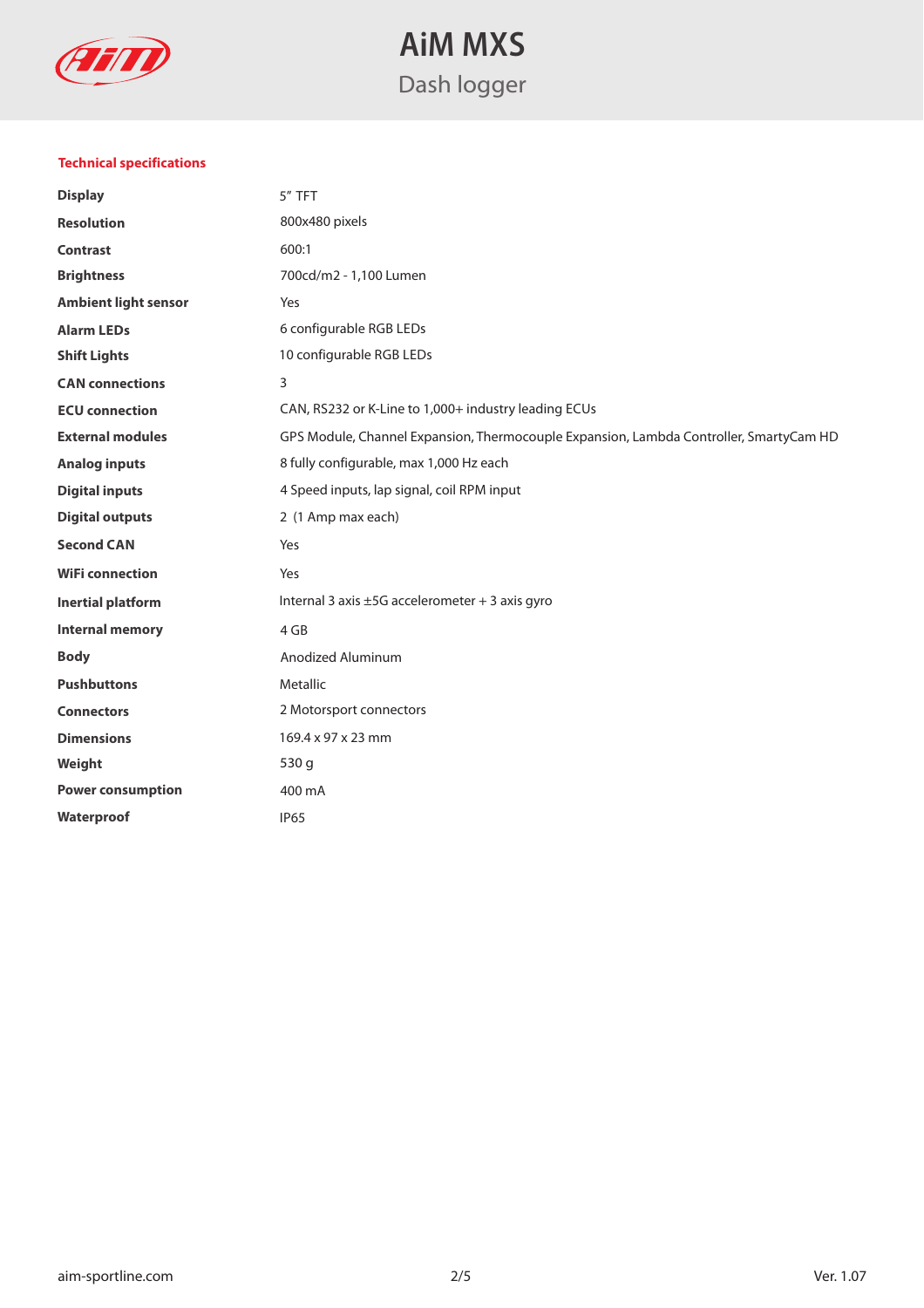# AiM MXS

Dash logger

## Technical specifications

| | |
|---|---|
| **Display** | 5" TFT |
| **Resolution** | 800x480 pixels |
| **Contrast** | 600:1 |
| **Brightness** | 700cd/m2 - 1,100 Lumen |
| **Ambient light sensor** | Yes |
| **Alarm LEDs** | 6 configurable RGB LEDs |
| **Shift Lights** | 10 configurable RGB LEDs |
| **CAN connections** | 3 |
| **ECU connection** | CAN, RS232 or K-Line to 1,000+ industry leading ECUs |
| **External modules** | GPS Module, Channel Expansion, Thermocouple Expansion, Lambda Controller, SmartyCam HD |
| **Analog inputs** | 8 fully configurable, max 1,000 Hz each |
| **Digital inputs** | 4 Speed inputs, lap signal, coil RPM input |
| **Digital outputs** | 2 (1 Amp max each) |
| **Second CAN** | Yes |
| **WiFi connection** | Yes |
| **Inertial platform** | Internal 3 axis ±5G accelerometer + 3 axis gyro |
| **Internal memory** | 4 GB |
| **Body** | Anodized Aluminum |
| **Pushbuttons** | Metallic |
| **Connectors** | 2 Motorsport connectors |
| **Dimensions** | 169.4 x 97 x 23 mm |
| **Weight** | 530 g |
| **Power consumption** | 400 mA |
| **Waterproof** | IP65 |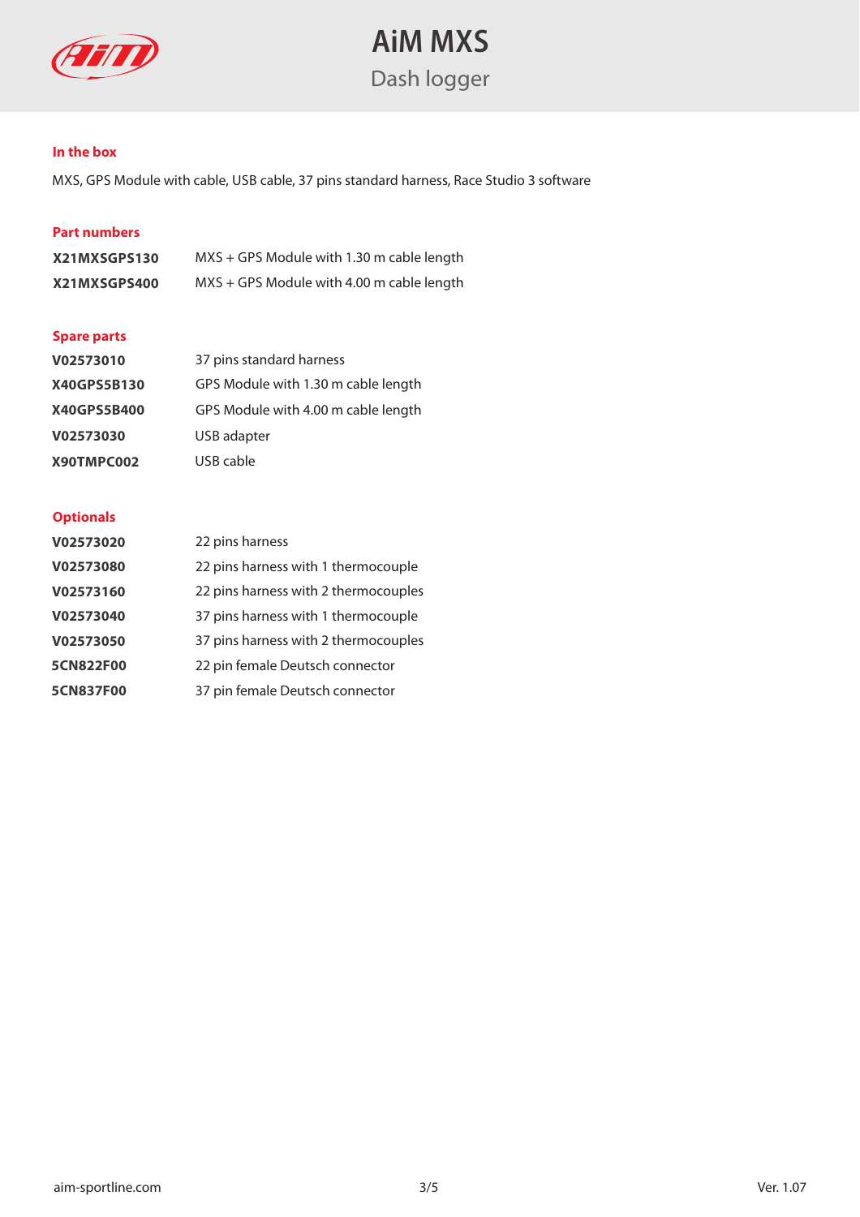# AiM MXS

## Dash logger

### In the box

MXS, GPS Module with cable, USB cable, 37 pins standard harness, Race Studio 3 software

### Part numbers

| | |
|---|---|
| **X21MXSGPS130** | MXS + GPS Module with 1.30 m cable length |
| **X21MXSGPS400** | MXS + GPS Module with 4.00 m cable length |

### Spare parts

| | |
|---|---|
| **V02573010** | 37 pins standard harness |
| **X40GPS5B130** | GPS Module with 1.30 m cable length |
| **X40GPS5B400** | GPS Module with 4.00 m cable length |
| **V02573030** | USB adapter |
| **X90TMPC002** | USB cable |

### Optionals

| | |
|---|---|
| **V02573020** | 22 pins harness |
| **V02573080** | 22 pins harness with 1 thermocouple |
| **V02573160** | 22 pins harness with 2 thermocouples |
| **V02573040** | 37 pins harness with 1 thermocouple |
| **V02573050** | 37 pins harness with 2 thermocouples |
| **5CN822F00** | 22 pin female Deutsch connector |
| **5CN837F00** | 37 pin female Deutsch connector |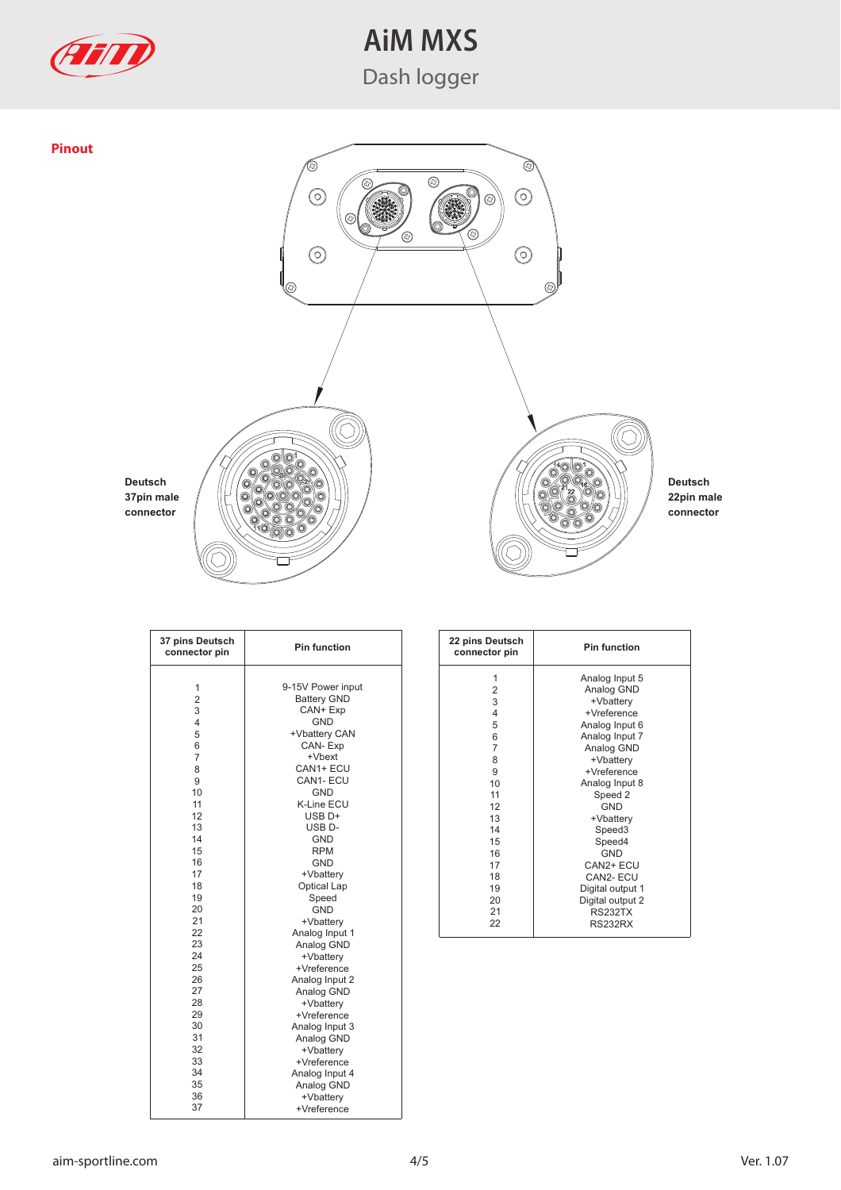## Pinout

Deutsch 37pin male connector

Deutsch 22pin male connector

| 37 pins Deutsch connector pin | Pin function |
|---|---|
| 1 | 9-15V Power input |
| 2 | Battery GND |
| 3 | CAN+ Exp |
| 4 | GND |
| 5 | +Vbattery CAN |
| 6 | CAN- Exp |
| 7 | +Vbext |
| 8 | CAN1+ ECU |
| 9 | CAN1- ECU |
| 10 | GND |
| 11 | K-Line ECU |
| 12 | USB D+ |
| 13 | USB D- |
| 14 | GND |
| 15 | RPM |
| 16 | GND |
| 17 | +Vbattery |
| 18 | Optical Lap |
| 19 | Speed |
| 20 | GND |
| 21 | +Vbattery |
| 22 | Analog Input 1 |
| 23 | Analog GND |
| 24 | +Vbattery |
| 25 | +Vreference |
| 26 | Analog Input 2 |
| 27 | Analog GND |
| 28 | +Vbattery |
| 29 | +Vreference |
| 30 | Analog Input 3 |
| 31 | Analog GND |
| 32 | +Vbattery |
| 33 | +Vreference |
| 34 | Analog Input 4 |
| 35 | Analog GND |
| 36 | +Vbattery |
| 37 | +Vreference |

| 22 pins Deutsch connector pin | Pin function |
|---|---|
| 1 | Analog Input 5 |
| 2 | Analog GND |
| 3 | +Vbattery |
| 4 | +Vreference |
| 5 | Analog Input 6 |
| 6 | Analog Input 7 |
| 7 | Analog GND |
| 8 | +Vbattery |
| 9 | +Vreference |
| 10 | Analog Input 8 |
| 11 | Speed 2 |
| 12 | GND |
| 13 | +Vbattery |
| 14 | Speed3 |
| 15 | Speed4 |
| 16 | GND |
| 17 | CAN2+ ECU |
| 18 | CAN2- ECU |
| 19 | Digital output 1 |
| 20 | Digital output 2 |
| 21 | RS232TX |
| 22 | RS232RX |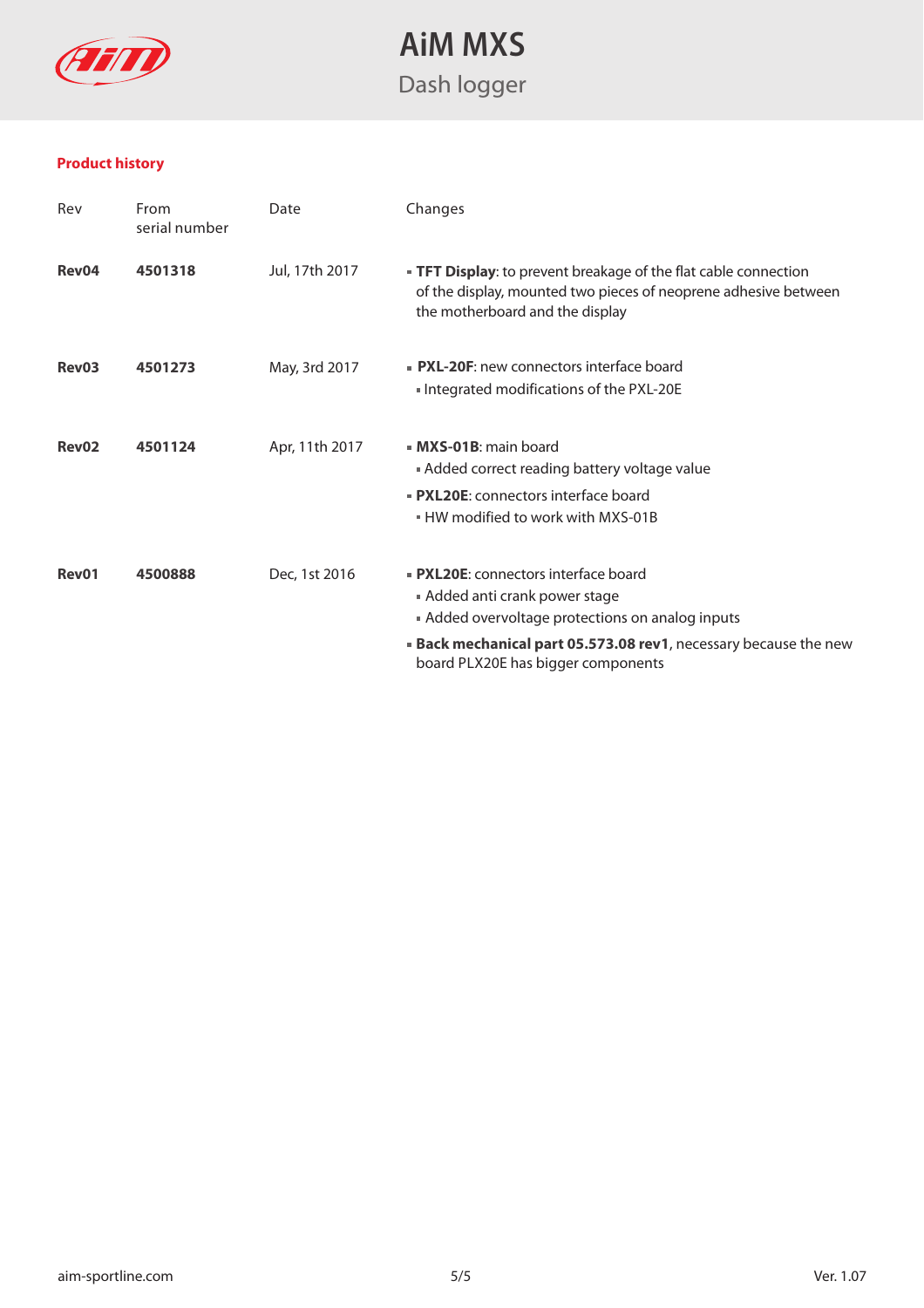## Product history

| Rev | From serial number | Date | Changes |
|---|---|---|---|
| **Rev04** | **4501318** | Jul, 17th 2017 | ▪ **TFT Display**: to prevent breakage of the flat cable connection of the display, mounted two pieces of neoprene adhesive between the motherboard and the display |
| **Rev03** | **4501273** | May, 3rd 2017 | ▪ **PXL-20F**: new connectors interface board<br>▪ Integrated modifications of the PXL-20E |
| **Rev02** | **4501124** | Apr, 11th 2017 | ▪ **MXS-01B**: main board<br>▪ Added correct reading battery voltage value<br>▪ **PXL20E**: connectors interface board<br>▪ HW modified to work with MXS-01B |
| **Rev01** | **4500888** | Dec, 1st 2016 | ▪ **PXL20E**: connectors interface board<br>▪ Added anti crank power stage<br>▪ Added overvoltage protections on analog inputs<br>▪ **Back mechanical part 05.573.08 rev1**, necessary because the new board PLX20E has bigger components |